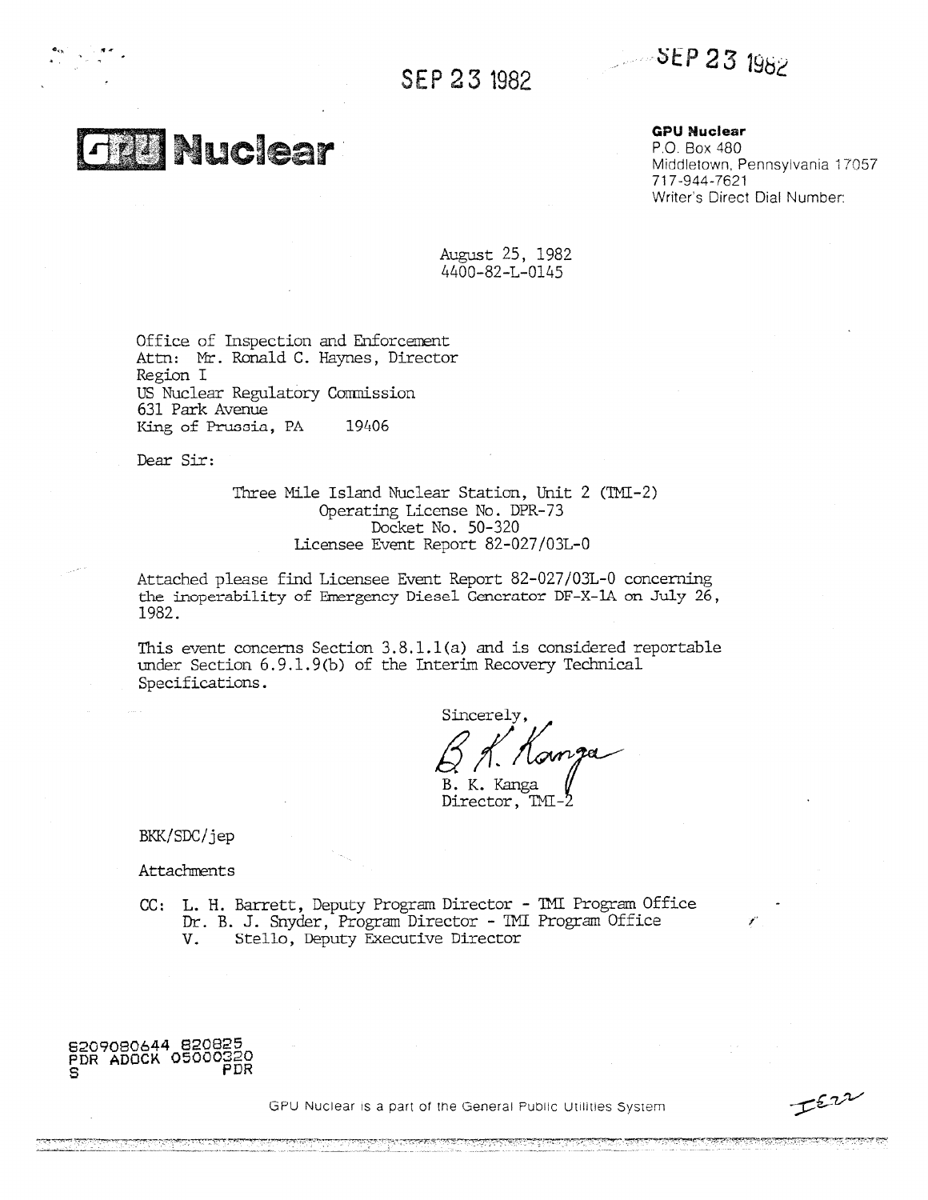SEP 23 1982

SEP 23 1982

**GPU Nuclear**

**GPU Nuclear**
P.O. Box 480
Middletown, Pennsylvania 17057
717-944-7621
Writer's Direct Dial Number:

August 25, 1982
4400-82-L-0145

Office of Inspection and Enforcement
Attn: Mr. Ronald C. Haynes, Director
Region I
US Nuclear Regulatory Commission
631 Park Avenue
King of Prussia, PA 19406

Dear Sir:

Three Mile Island Nuclear Station, Unit 2 (TMI-2)
Operating License No. DPR-73
Docket No. 50-320
Licensee Event Report 82-027/03L-0

Attached please find Licensee Event Report 82-027/03L-0 concerning the inoperability of Emergency Diesel Generator DF-X-1A on July 26, 1982.

This event concerns Section 3.8.1.1(a) and is considered reportable under Section 6.9.1.9(b) of the Interim Recovery Technical Specifications.

Sincerely,

B. K. Kanga
Director, TMI-2

BKK/SDC/jep

Attachments

CC: L. H. Barrett, Deputy Program Director - TMI Program Office
Dr. B. J. Snyder, Program Director - TMI Program Office
V. Stello, Deputy Executive Director

8209080644 820825
PDR ADOCK 05000320
S PDR

GPU Nuclear is a part of the General Public Utilities System

IE22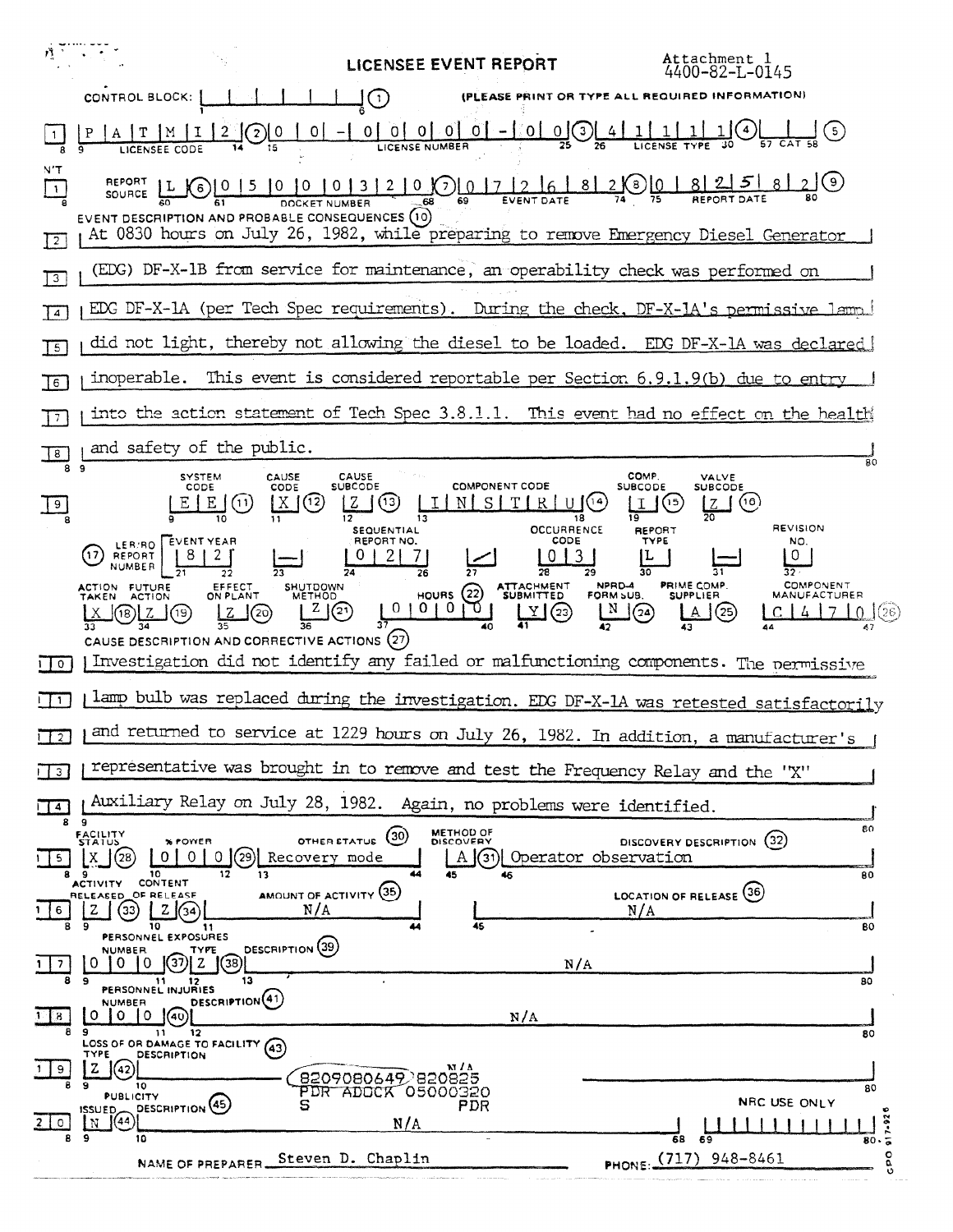Attachment 1
4400-82-L-0145

# LICENSEE EVENT REPORT

CONTROL BLOCK: | | | | | | | (1) (PLEASE PRINT OR TYPE ALL REQUIRED INFORMATION)

[0 1] LICENSEE CODE: P A T M I 2 (2) LICENSE NUMBER: 0 0 - 0 0 0 0 0 - 0 0 (3) LICENSE TYPE: 4 1 1 1 1 (4) CAT: (5)

CON'T [0 1] REPORT SOURCE: L (6) DOCKET NUMBER: 0 5 0 0 0 3 2 0 (7) EVENT DATE: 0 7 2 6 8 2 (8) REPORT DATE: 0 8 2 5 8 2 (9)

EVENT DESCRIPTION AND PROBABLE CONSEQUENCES (10)

[0 2] At 0830 hours on July 26, 1982, while preparing to remove Emergency Diesel Generator
[0 3] (EDG) DF-X-1B from service for maintenance, an operability check was performed on
[0 4] EDG DF-X-1A (per Tech Spec requirements). During the check, DF-X-1A's permissive lamp
[0 5] did not light, thereby not allowing the diesel to be loaded. EDG DF-X-1A was declared
[0 6] inoperable. This event is considered reportable per Section 6.9.1.9(b) due to entry
[0 7] into the action statement of Tech Spec 3.8.1.1. This event had no effect on the health
[0 8] and safety of the public.

| | SYSTEM CODE | CAUSE CODE | CAUSE SUBCODE | COMPONENT CODE | COMP. SUBCODE | VALVE SUBCODE |
|---|---|---|---|---|---|---|
| [0 9] | E E (11) | X (12) | Z (13) | I N S T R U (14) | I (15) | Z (16) |

| (17) LER/RO REPORT NUMBER | EVENT YEAR | | SEQUENTIAL REPORT NO. | | OCCURRENCE CODE | REPORT TYPE | | REVISION NO. |
|---|---|---|---|---|---|---|---|---|
| | 8 2 | — | 0 2 7 | / | 0 3 | L | — | 0 |

| ACTION TAKEN | FUTURE ACTION | EFFECT ON PLANT | SHUTDOWN METHOD | HOURS (22) | ATTACHMENT SUBMITTED | NPRD-4 FORM SUB. | PRIME COMP. SUPPLIER | COMPONENT MANUFACTURER |
|---|---|---|---|---|---|---|---|---|
| X (18) | Z (19) | Z (20) | Z (21) | 0 0 0 0 | Y (23) | N (24) | A (25) | C 4 7 0 (26) |

CAUSE DESCRIPTION AND CORRECTIVE ACTIONS (27)

[1 0] Investigation did not identify any failed or malfunctioning components. The permissive
[1 1] lamp bulb was replaced during the investigation. EDG DF-X-1A was retested satisfactorily
[1 2] and returned to service at 1229 hours on July 26, 1982. In addition, a manufacturer's
[1 3] representative was brought in to remove and test the Frequency Relay and the "X"
[1 4] Auxiliary Relay on July 28, 1982. Again, no problems were identified.

| | FACILITY STATUS | % POWER | OTHER STATUS (30) | METHOD OF DISCOVERY | DISCOVERY DESCRIPTION (32) |
|---|---|---|---|---|---|
| [1 5] | X (28) | 0 0 0 (29) | Recovery mode | A (31) | Operator observation |

| | ACTIVITY RELEASED | CONTENT OF RELEASE | AMOUNT OF ACTIVITY (35) | LOCATION OF RELEASE (36) |
|---|---|---|---|---|
| [1 6] | Z (33) | Z (34) | N/A | N/A |

PERSONNEL EXPOSURES

| | NUMBER | TYPE | DESCRIPTION (39) |
|---|---|---|---|
| [1 7] | 0 0 0 (37) | Z (38) | N/A |

PERSONNEL INJURIES

| | NUMBER | DESCRIPTION (41) |
|---|---|---|
| [1 8] | 0 0 0 (40) | N/A |

LOSS OF OR DAMAGE TO FACILITY (43)

| | TYPE | DESCRIPTION |
|---|---|---|
| [1 9] | Z (42) | N/A |

8209080649 820825
PDR ADOCK 05000320
S PDR

PUBLICITY

| | ISSUED | DESCRIPTION (45) | NRC USE ONLY |
|---|---|---|---|
| [2 0] | N (44) | N/A | |

NAME OF PREPARER Steven D. Chaplin PHONE: (717) 948-8461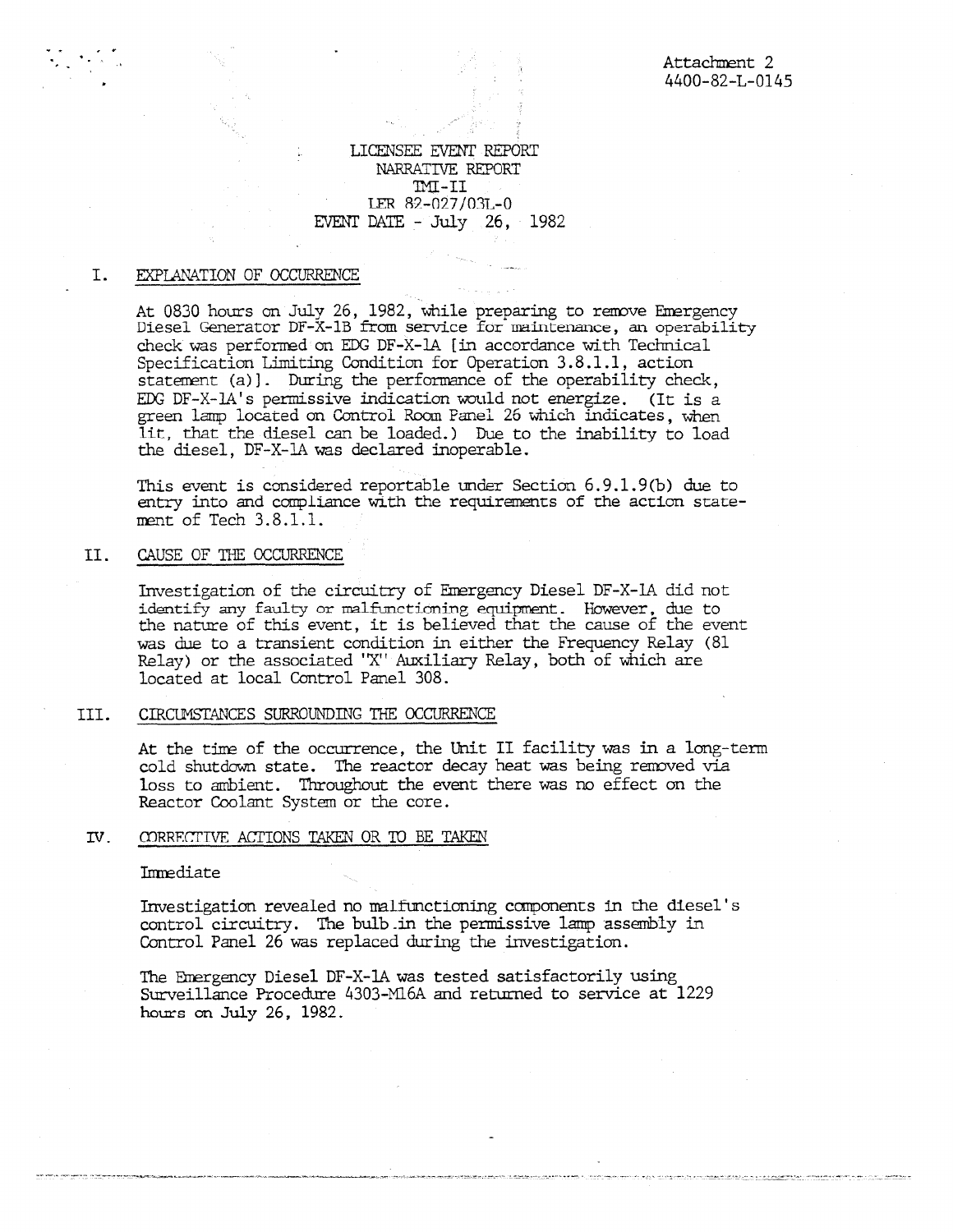Attachment 2
4400-82-L-0145

LICENSEE EVENT REPORT
NARRATIVE REPORT
TMI-II
LER 82-027/03L-0
EVENT DATE - July 26, 1982

## I. EXPLANATION OF OCCURRENCE

At 0830 hours on July 26, 1982, while preparing to remove Emergency Diesel Generator DF-X-1B from service for maintenance, an operability check was performed on EDG DF-X-1A [in accordance with Technical Specification Limiting Condition for Operation 3.8.1.1, action statement (a)]. During the performance of the operability check, EDG DF-X-1A's permissive indication would not energize. (It is a green lamp located on Control Room Panel 26 which indicates, when lit, that the diesel can be loaded.) Due to the inability to load the diesel, DF-X-1A was declared inoperable.

This event is considered reportable under Section 6.9.1.9(b) due to entry into and compliance with the requirements of the action statement of Tech 3.8.1.1.

## II. CAUSE OF THE OCCURRENCE

Investigation of the circuitry of Emergency Diesel DF-X-1A did not identify any faulty or malfunctioning equipment. However, due to the nature of this event, it is believed that the cause of the event was due to a transient condition in either the Frequency Relay (81 Relay) or the associated "X" Auxiliary Relay, both of which are located at local Control Panel 308.

## III. CIRCUMSTANCES SURROUNDING THE OCCURRENCE

At the time of the occurrence, the Unit II facility was in a long-term cold shutdown state. The reactor decay heat was being removed via loss to ambient. Throughout the event there was no effect on the Reactor Coolant System or the core.

## IV. CORRECTIVE ACTIONS TAKEN OR TO BE TAKEN

Immediate

Investigation revealed no malfunctioning components in the diesel's control circuitry. The bulb in the permissive lamp assembly in Control Panel 26 was replaced during the investigation.

The Emergency Diesel DF-X-1A was tested satisfactorily using Surveillance Procedure 4303-M16A and returned to service at 1229 hours on July 26, 1982.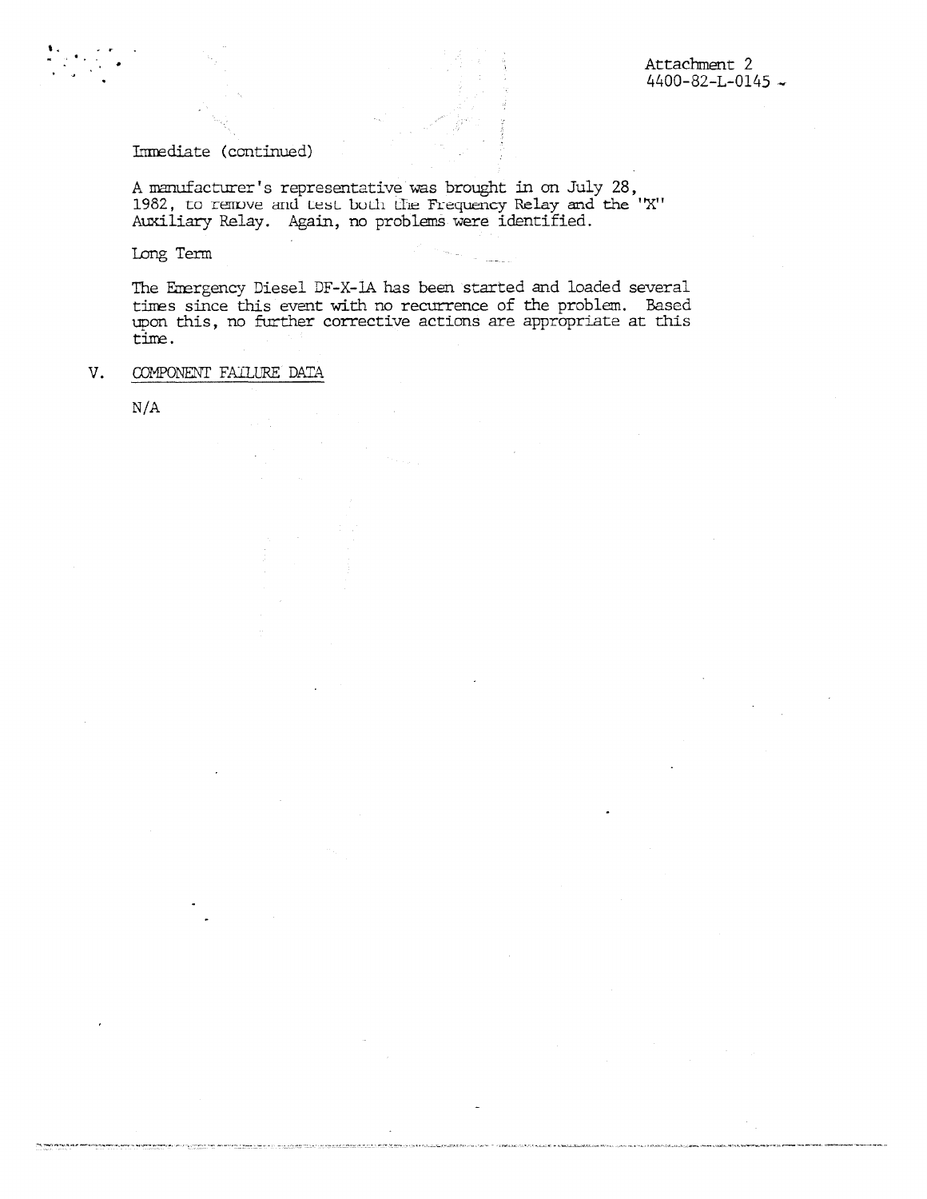Attachment 2
4400-82-L-0145

Immediate (continued)

A manufacturer's representative was brought in on July 28, 1982, to remove and test both the Frequency Relay and the "X" Auxiliary Relay. Again, no problems were identified.

Long Term

The Emergency Diesel DF-X-1A has been started and loaded several times since this event with no recurrence of the problem. Based upon this, no further corrective actions are appropriate at this time.

## V. COMPONENT FAILURE DATA

N/A